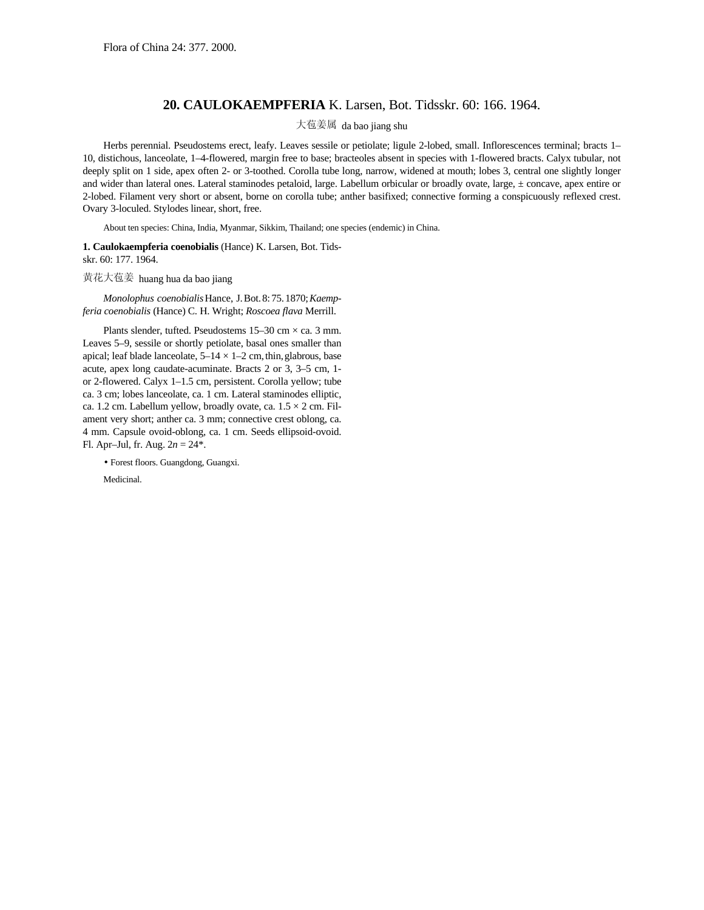Flora of China 24: 377. 2000.

## 20. CAULOKAEMPFERIA K. Larsen, Bot. Tidsskr. 60: 166. 1964.

大苞姜属 da bao jiang shu

Herbs perennial. Pseudostems erect, leafy. Leaves sessile or petiolate; ligule 2-lobed, small. Inflorescences terminal; bracts 1–10, distichous, lanceolate, 1–4-flowered, margin free to base; bracteoles absent in species with 1-flowered bracts. Calyx tubular, not deeply split on 1 side, apex often 2- or 3-toothed. Corolla tube long, narrow, widened at mouth; lobes 3, central one slightly longer and wider than lateral ones. Lateral staminodes petaloid, large. Labellum orbicular or broadly ovate, large, ± concave, apex entire or 2-lobed. Filament very short or absent, borne on corolla tube; anther basifixed; connective forming a conspicuously reflexed crest. Ovary 3-loculed. Stylodes linear, short, free.

About ten species: China, India, Myanmar, Sikkim, Thailand; one species (endemic) in China.

**1. Caulokaempferia coenobialis** (Hance) K. Larsen, Bot. Tidsskr. 60: 177. 1964.

黄花大苞姜 huang hua da bao jiang

*Monolophus coenobialis* Hance, J. Bot. 8: 75. 1870; *Kaempferia coenobialis* (Hance) C. H. Wright; *Roscoea flava* Merrill.

Plants slender, tufted. Pseudostems 15–30 cm × ca. 3 mm. Leaves 5–9, sessile or shortly petiolate, basal ones smaller than apical; leaf blade lanceolate, 5–14 × 1–2 cm, thin, glabrous, base acute, apex long caudate-acuminate. Bracts 2 or 3, 3–5 cm, 1- or 2-flowered. Calyx 1–1.5 cm, persistent. Corolla yellow; tube ca. 3 cm; lobes lanceolate, ca. 1 cm. Lateral staminodes elliptic, ca. 1.2 cm. Labellum yellow, broadly ovate, ca. 1.5 × 2 cm. Filament very short; anther ca. 3 mm; connective crest oblong, ca. 4 mm. Capsule ovoid-oblong, ca. 1 cm. Seeds ellipsoid-ovoid. Fl. Apr–Jul, fr. Aug. $2n = 24$*.

• Forest floors. Guangdong, Guangxi.

Medicinal.